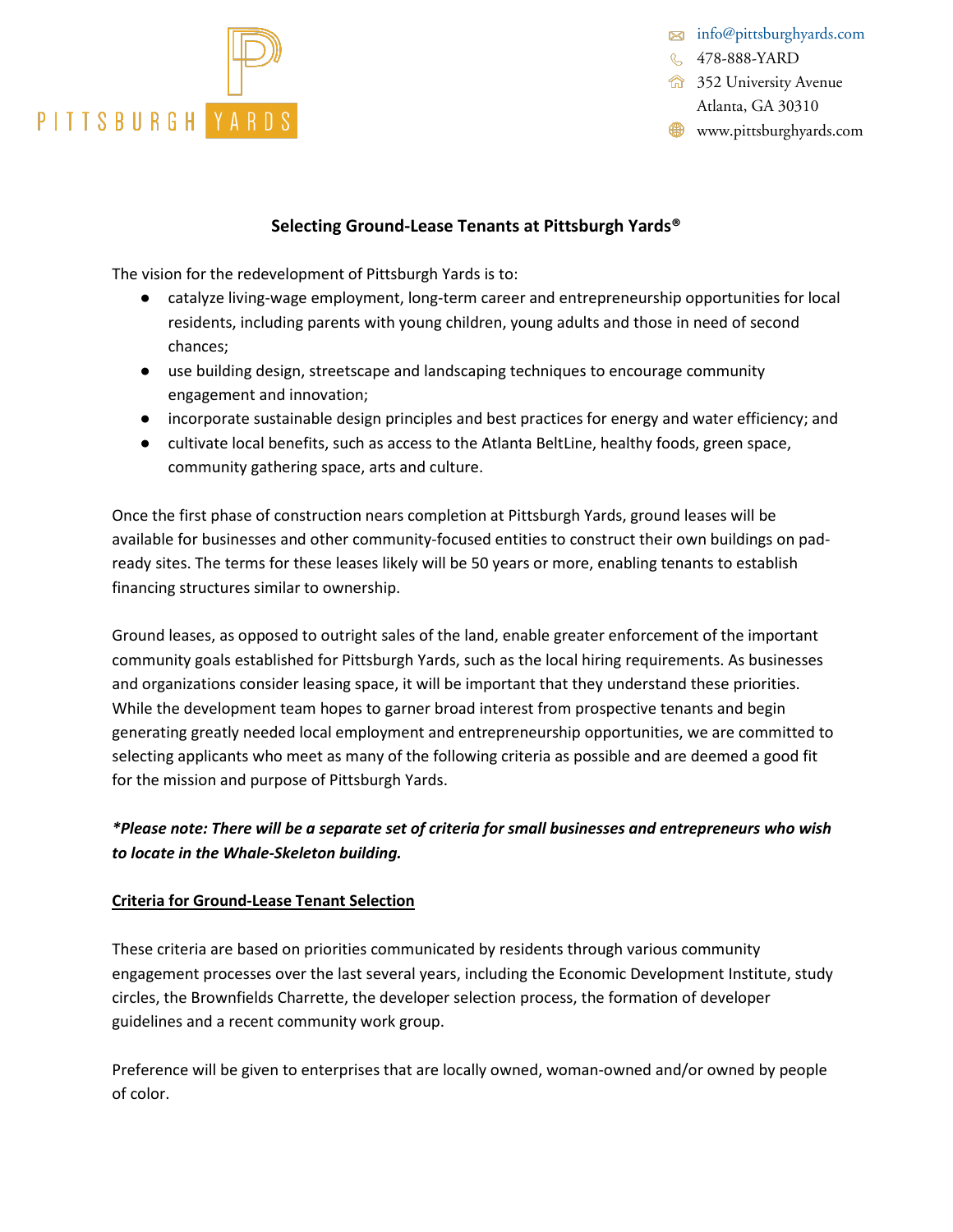PITTSBURGH YARDS

info@pittsburghyards.com
478-888-YARD
352 University Avenue
Atlanta, GA 30310
www.pittsburghyards.com

## Selecting Ground-Lease Tenants at Pittsburgh Yards®

The vision for the redevelopment of Pittsburgh Yards is to:

- catalyze living-wage employment, long-term career and entrepreneurship opportunities for local residents, including parents with young children, young adults and those in need of second chances;
- use building design, streetscape and landscaping techniques to encourage community engagement and innovation;
- incorporate sustainable design principles and best practices for energy and water efficiency; and
- cultivate local benefits, such as access to the Atlanta BeltLine, healthy foods, green space, community gathering space, arts and culture.

Once the first phase of construction nears completion at Pittsburgh Yards, ground leases will be available for businesses and other community-focused entities to construct their own buildings on pad-ready sites. The terms for these leases likely will be 50 years or more, enabling tenants to establish financing structures similar to ownership.

Ground leases, as opposed to outright sales of the land, enable greater enforcement of the important community goals established for Pittsburgh Yards, such as the local hiring requirements. As businesses and organizations consider leasing space, it will be important that they understand these priorities. While the development team hopes to garner broad interest from prospective tenants and begin generating greatly needed local employment and entrepreneurship opportunities, we are committed to selecting applicants who meet as many of the following criteria as possible and are deemed a good fit for the mission and purpose of Pittsburgh Yards.

***Please note: There will be a separate set of criteria for small businesses and entrepreneurs who wish to locate in the Whale-Skeleton building.***

### Criteria for Ground-Lease Tenant Selection

These criteria are based on priorities communicated by residents through various community engagement processes over the last several years, including the Economic Development Institute, study circles, the Brownfields Charrette, the developer selection process, the formation of developer guidelines and a recent community work group.

Preference will be given to enterprises that are locally owned, woman-owned and/or owned by people of color.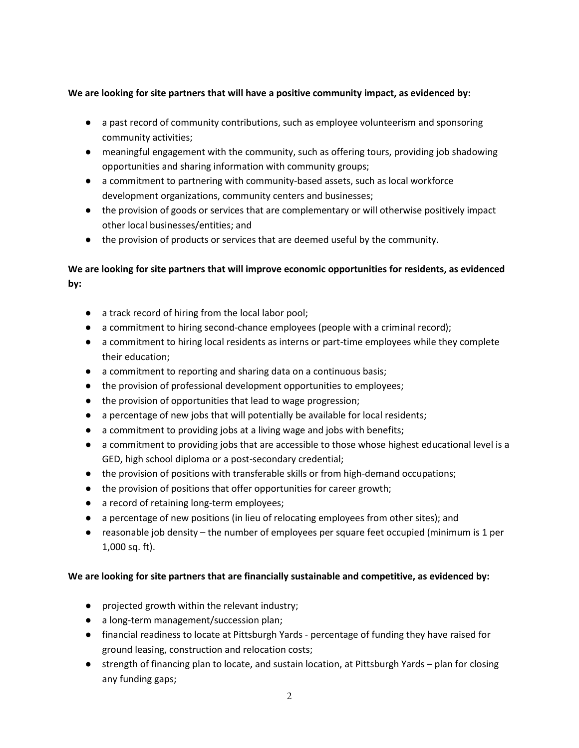**We are looking for site partners that will have a positive community impact, as evidenced by:**

- a past record of community contributions, such as employee volunteerism and sponsoring community activities;
- meaningful engagement with the community, such as offering tours, providing job shadowing opportunities and sharing information with community groups;
- a commitment to partnering with community-based assets, such as local workforce development organizations, community centers and businesses;
- the provision of goods or services that are complementary or will otherwise positively impact other local businesses/entities; and
- the provision of products or services that are deemed useful by the community.

**We are looking for site partners that will improve economic opportunities for residents, as evidenced by:**

- a track record of hiring from the local labor pool;
- a commitment to hiring second-chance employees (people with a criminal record);
- a commitment to hiring local residents as interns or part-time employees while they complete their education;
- a commitment to reporting and sharing data on a continuous basis;
- the provision of professional development opportunities to employees;
- the provision of opportunities that lead to wage progression;
- a percentage of new jobs that will potentially be available for local residents;
- a commitment to providing jobs at a living wage and jobs with benefits;
- a commitment to providing jobs that are accessible to those whose highest educational level is a GED, high school diploma or a post-secondary credential;
- the provision of positions with transferable skills or from high-demand occupations;
- the provision of positions that offer opportunities for career growth;
- a record of retaining long-term employees;
- a percentage of new positions (in lieu of relocating employees from other sites); and
- reasonable job density – the number of employees per square feet occupied (minimum is 1 per 1,000 sq. ft).

**We are looking for site partners that are financially sustainable and competitive, as evidenced by:**

- projected growth within the relevant industry;
- a long-term management/succession plan;
- financial readiness to locate at Pittsburgh Yards - percentage of funding they have raised for ground leasing, construction and relocation costs;
- strength of financing plan to locate, and sustain location, at Pittsburgh Yards – plan for closing any funding gaps;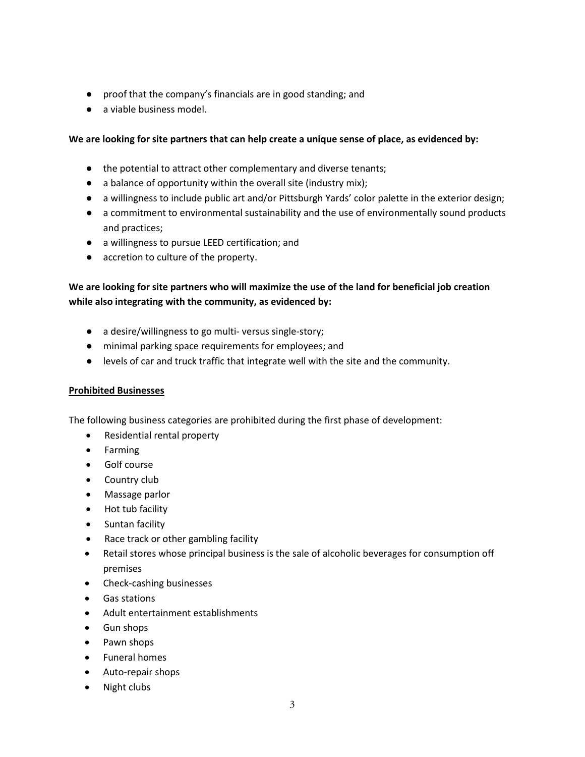- proof that the company's financials are in good standing; and
- a viable business model.

**We are looking for site partners that can help create a unique sense of place, as evidenced by:**

- the potential to attract other complementary and diverse tenants;
- a balance of opportunity within the overall site (industry mix);
- a willingness to include public art and/or Pittsburgh Yards' color palette in the exterior design;
- a commitment to environmental sustainability and the use of environmentally sound products and practices;
- a willingness to pursue LEED certification; and
- accretion to culture of the property.

**We are looking for site partners who will maximize the use of the land for beneficial job creation while also integrating with the community, as evidenced by:**

- a desire/willingness to go multi- versus single-story;
- minimal parking space requirements for employees; and
- levels of car and truck traffic that integrate well with the site and the community.

**Prohibited Businesses**

The following business categories are prohibited during the first phase of development:

- Residential rental property
- Farming
- Golf course
- Country club
- Massage parlor
- Hot tub facility
- Suntan facility
- Race track or other gambling facility
- Retail stores whose principal business is the sale of alcoholic beverages for consumption off premises
- Check-cashing businesses
- Gas stations
- Adult entertainment establishments
- Gun shops
- Pawn shops
- Funeral homes
- Auto-repair shops
- Night clubs